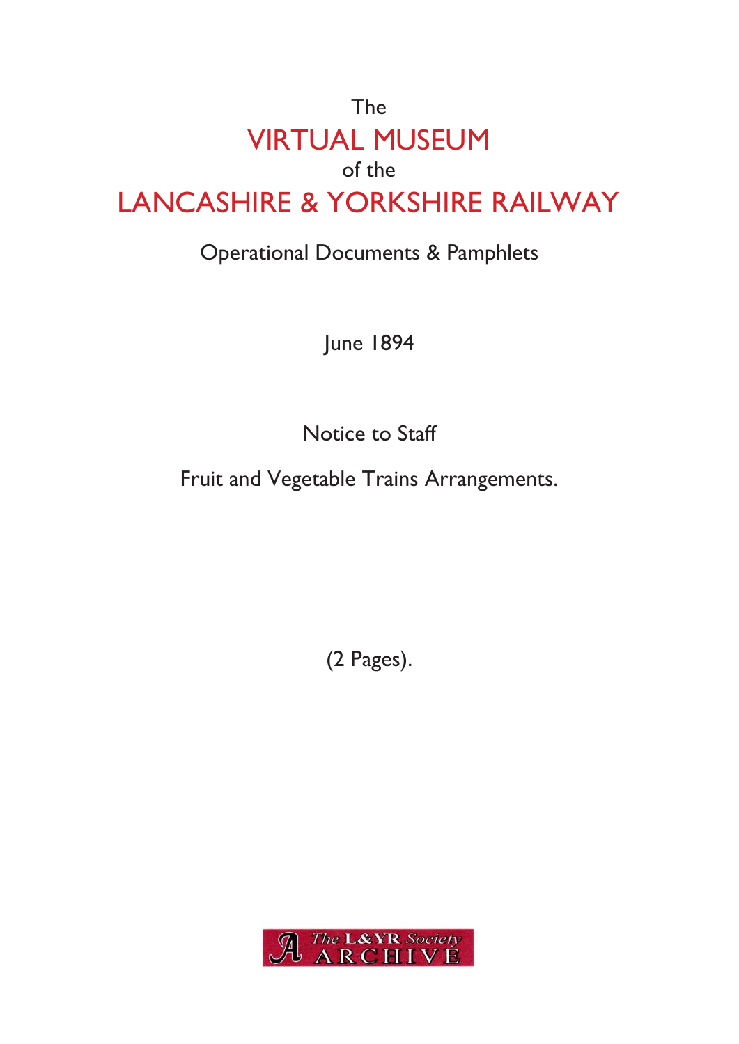The

# VIRTUAL MUSEUM

of the

# LANCASHIRE & YORKSHIRE RAILWAY

Operational Documents & Pamphlets

June 1894

Notice to Staff

Fruit and Vegetable Trains Arrangements.

(2 Pages).

The L&YR Society ARCHIVE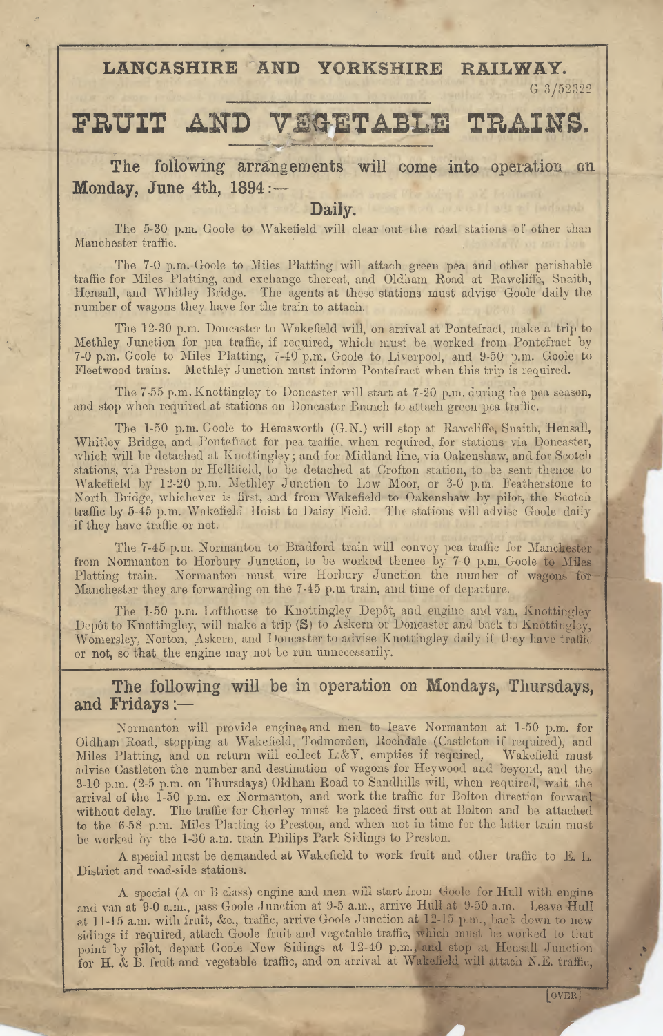# LANCASHIRE AND YORKSHIRE RAILWAY.

G 3/52322

# FRUIT AND VEGETABLE TRAINS.

## The following arrangements will come into operation on Monday, June 4th, 1894:—

### Daily.

The 5-30 p.m. Goole to Wakefield will clear out the road stations of other than Manchester traffic.

The 7-0 p.m. Goole to Miles Platting will attach green pea and other perishable traffic for Miles Platting, and exchange thereat, and Oldham Road at Rawcliffe, Snaith, Hensall, and Whitley Bridge. The agents at these stations must advise Goole daily the number of wagons they have for the train to attach.

The 12-30 p.m. Doncaster to Wakefield will, on arrival at Pontefract, make a trip to Methley Junction for pea traffic, if required, which must be worked from Pontefract by 7-0 p.m. Goole to Miles Platting, 7-40 p.m. Goole to Liverpool, and 9-50 p.m. Goole to Fleetwood trains. Methley Junction must inform Pontefract when this trip is required.

The 7-55 p.m. Knottingley to Doncaster will start at 7-20 p.m. during the pea season, and stop when required at stations on Doncaster Branch to attach green pea traffic.

The 1-50 p.m. Goole to Hemsworth (G.N.) will stop at Rawcliffe, Snaith, Hensall, Whitley Bridge, and Pontefract for pea traffic, when required, for stations via Doncaster, which will be detached at Knottingley; and for Midland line, via Oakenshaw, and for Scotch stations, via Preston or Hellifield, to be detached at Crofton station, to be sent thence to Wakefield by 12-20 p.m. Methley Junction to Low Moor, or 3-0 p.m. Featherstone to North Bridge, whichever is first, and from Wakefield to Oakenshaw by pilot, the Scotch traffic by 5-45 p.m. Wakefield Hoist to Daisy Field. The stations will advise Goole daily if they have traffic or not.

The 7-45 p.m. Normanton to Bradford train will convey pea traffic for Manchester from Normanton to Horbury Junction, to be worked thence by 7-0 p.m. Goole to Miles Platting train. Normanton must wire Horbury Junction the number of wagons for Manchester they are forwarding on the 7-45 p.m train, and time of departure.

The 1-50 p.m. Lofthouse to Knottingley Depôt, and engine and van, Knottingley Depôt to Knottingley, will make a trip (S) to Askern or Doncaster and back to Knottingley, Womersley, Norton, Askern, and Doncaster to advise Knottingley daily if they have traffic or not, so that the engine may not be run unnecessarily.

## The following will be in operation on Mondays, Thursdays, and Fridays:—

Normanton will provide engine and men to leave Normanton at 1-50 p.m. for Oldham Road, stopping at Wakefield, Todmorden, Rochdale (Castleton if required), and Miles Platting, and on return will collect L.&Y. empties if required. Wakefield must advise Castleton the number and destination of wagons for Heywood and beyond, and the 3-10 p.m. (2-5 p.m. on Thursdays) Oldham Road to Sandhills will, when required, wait the arrival of the 1-50 p.m. ex Normanton, and work the traffic for Bolton direction forward without delay. The traffic for Chorley must be placed first out at Bolton and be attached to the 6-58 p.m. Miles Platting to Preston, and when not in time for the latter train must be worked by the 1-30 a.m. train Philips Park Sidings to Preston.

A special must be demanded at Wakefield to work fruit and other traffic to E. L. District and road-side stations.

A special (A or B class) engine and men will start from Goole for Hull with engine and van at 9-0 a.m., pass Goole Junction at 9-5 a.m., arrive Hull at 9-50 a.m. Leave Hull at 11-15 a.m. with fruit, &c., traffic, arrive Goole Junction at 12-15 p.m., back down to new sidings if required, attach Goole fruit and vegetable traffic, which must be worked to that point by pilot, depart Goole New Sidings at 12-40 p.m., and stop at Hensall Junction for H. & B. fruit and vegetable traffic, and on arrival at Wakefield will attach N.E. traffic,

[OVER]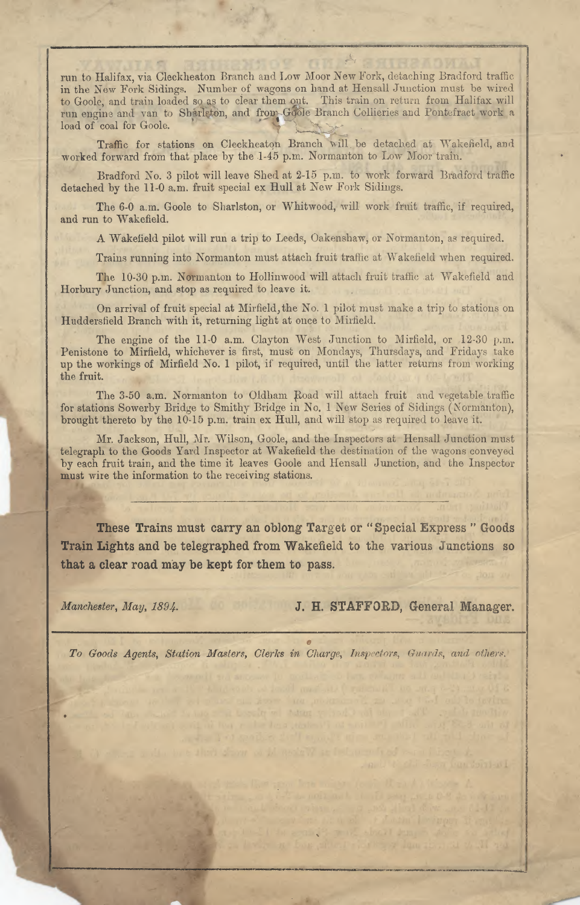run to Halifax, via Cleckheaton Branch and Low Moor New Fork, detaching Bradford traffic in the New Fork Sidings. Number of wagons on hand at Hensall Junction must be wired to Goole, and train loaded so as to clear them out. This train on return from Halifax will run engine and van to Sharlston, and from Goole Branch Collieries and Pontefract work a load of coal for Goole.

Traffic for stations on Cleckheaton Branch will be detached at Wakefield, and worked forward from that place by the 1-45 p.m. Normanton to Low Moor train.

Bradford No. 3 pilot will leave Shed at 2-15 p.m. to work forward Bradford traffic detached by the 11-0 a.m. fruit special ex Hull at New Fork Sidings.

The 6-0 a.m. Goole to Sharlston, or Whitwood, will work fruit traffic, if required, and run to Wakefield.

A Wakefield pilot will run a trip to Leeds, Oakenshaw, or Normanton, as required.

Trains running into Normanton must attach fruit traffic at Wakefield when required.

The 10-30 p.m. Normanton to Hollinwood will attach fruit traffic at Wakefield and Horbury Junction, and stop as required to leave it.

On arrival of fruit special at Mirfield, the No. 1 pilot must make a trip to stations on Huddersfield Branch with it, returning light at once to Mirfield.

The engine of the 11-0 a.m. Clayton West Junction to Mirfield, or 12-30 p.m. Penistone to Mirfield, whichever is first, must on Mondays, Thursdays, and Fridays take up the workings of Mirfield No. 1 pilot, if required, until the latter returns from working the fruit.

The 3-50 a.m. Normanton to Oldham Road will attach fruit and vegetable traffic for stations Sowerby Bridge to Smithy Bridge in No. 1 New Series of Sidings (Normanton), brought thereto by the 10-15 p.m. train ex Hull, and will stop as required to leave it.

Mr. Jackson, Hull, Mr. Wilson, Goole, and the Inspectors at Hensall Junction must telegraph to the Goods Yard Inspector at Wakefield the destination of the wagons conveyed by each fruit train, and the time it leaves Goole and Hensall Junction, and the Inspector must wire the information to the receiving stations.

---

**These Trains must carry an oblong Target or "Special Express" Goods Train Lights and be telegraphed from Wakefield to the various Junctions so that a clear road may be kept for them to pass.**

*Manchester, May, 1894.* **J. H. STAFFORD, General Manager.**

*To Goods Agents, Station Masters, Clerks in Charge, Inspectors, Guards, and others.*